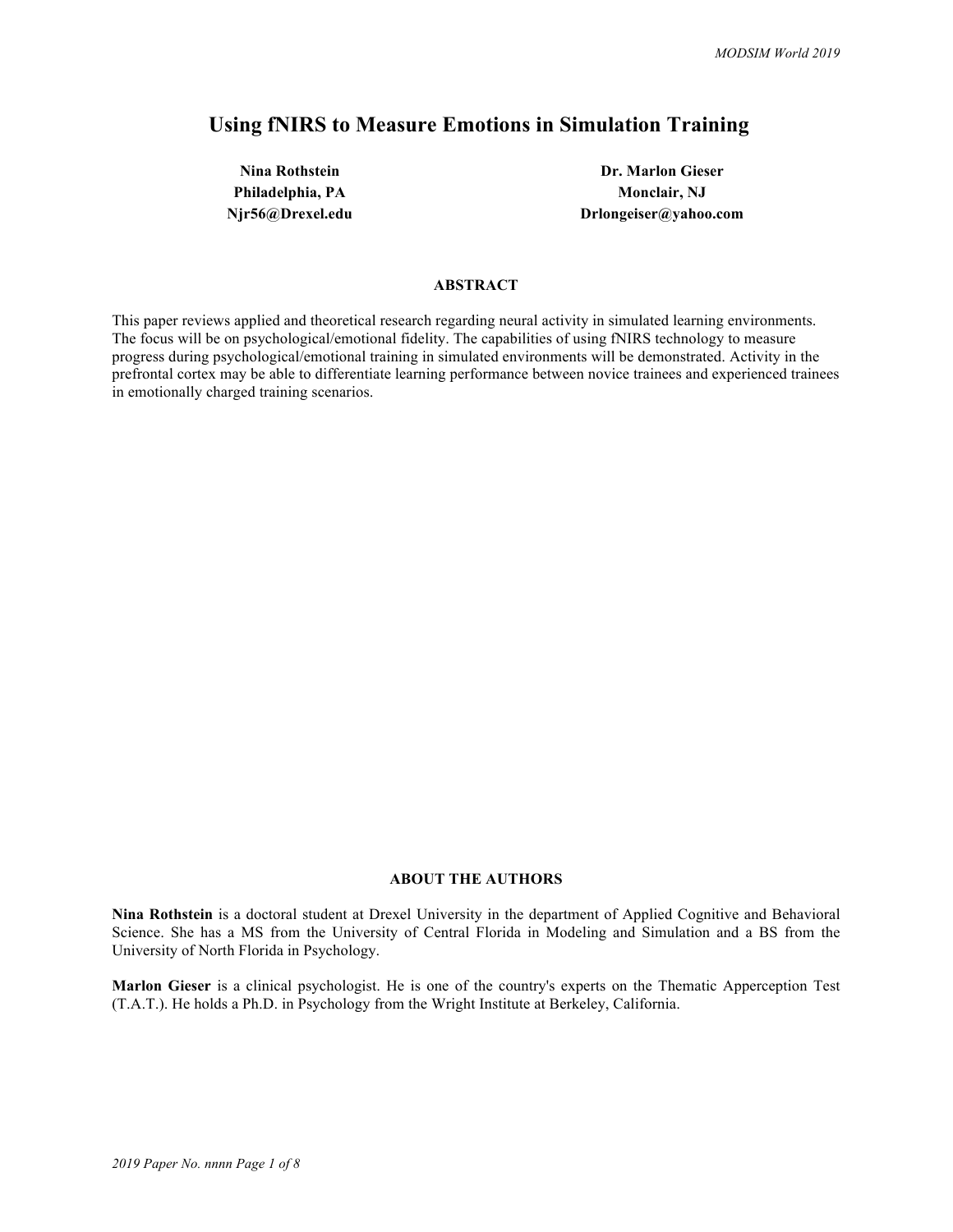# Using fNIRS to Measure Emotions in Simulation Training

**Nina Rothstein**
**Philadelphia, PA**
**Njr56@Drexel.edu**

**Dr. Marlon Gieser**
**Monclair, NJ**
**Drlongeiser@yahoo.com**

## ABSTRACT

This paper reviews applied and theoretical research regarding neural activity in simulated learning environments. The focus will be on psychological/emotional fidelity. The capabilities of using fNIRS technology to measure progress during psychological/emotional training in simulated environments will be demonstrated. Activity in the prefrontal cortex may be able to differentiate learning performance between novice trainees and experienced trainees in emotionally charged training scenarios.

## ABOUT THE AUTHORS

**Nina Rothstein** is a doctoral student at Drexel University in the department of Applied Cognitive and Behavioral Science. She has a MS from the University of Central Florida in Modeling and Simulation and a BS from the University of North Florida in Psychology.

**Marlon Gieser** is a clinical psychologist. He is one of the country's experts on the Thematic Apperception Test (T.A.T.). He holds a Ph.D. in Psychology from the Wright Institute at Berkeley, California.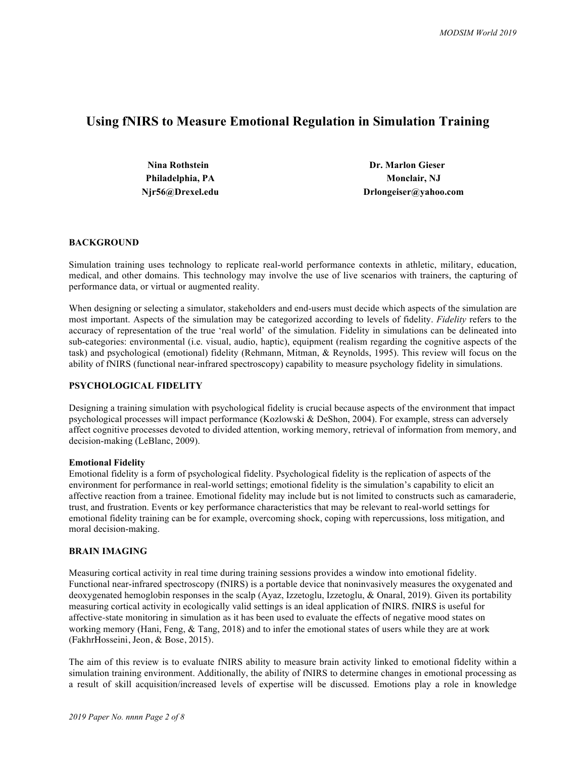# Using fNIRS to Measure Emotional Regulation in Simulation Training

**Nina Rothstein**
**Philadelphia, PA**
**Njr56@Drexel.edu**

**Dr. Marlon Gieser**
**Monclair, NJ**
**Drlongeiser@yahoo.com**

## BACKGROUND

Simulation training uses technology to replicate real-world performance contexts in athletic, military, education, medical, and other domains. This technology may involve the use of live scenarios with trainers, the capturing of performance data, or virtual or augmented reality.

When designing or selecting a simulator, stakeholders and end-users must decide which aspects of the simulation are most important. Aspects of the simulation may be categorized according to levels of fidelity. *Fidelity* refers to the accuracy of representation of the true 'real world' of the simulation. Fidelity in simulations can be delineated into sub-categories: environmental (i.e. visual, audio, haptic), equipment (realism regarding the cognitive aspects of the task) and psychological (emotional) fidelity (Rehmann, Mitman, & Reynolds, 1995). This review will focus on the ability of fNIRS (functional near-infrared spectroscopy) capability to measure psychology fidelity in simulations.

## PSYCHOLOGICAL FIDELITY

Designing a training simulation with psychological fidelity is crucial because aspects of the environment that impact psychological processes will impact performance (Kozlowski & DeShon, 2004). For example, stress can adversely affect cognitive processes devoted to divided attention, working memory, retrieval of information from memory, and decision-making (LeBlanc, 2009).

### Emotional Fidelity

Emotional fidelity is a form of psychological fidelity. Psychological fidelity is the replication of aspects of the environment for performance in real-world settings; emotional fidelity is the simulation's capability to elicit an affective reaction from a trainee. Emotional fidelity may include but is not limited to constructs such as camaraderie, trust, and frustration. Events or key performance characteristics that may be relevant to real-world settings for emotional fidelity training can be for example, overcoming shock, coping with repercussions, loss mitigation, and moral decision-making.

## BRAIN IMAGING

Measuring cortical activity in real time during training sessions provides a window into emotional fidelity. Functional near-infrared spectroscopy (fNIRS) is a portable device that noninvasively measures the oxygenated and deoxygenated hemoglobin responses in the scalp (Ayaz, Izzetoglu, Izzetoglu, & Onaral, 2019). Given its portability measuring cortical activity in ecologically valid settings is an ideal application of fNIRS. fNIRS is useful for affective-state monitoring in simulation as it has been used to evaluate the effects of negative mood states on working memory (Hani, Feng, & Tang, 2018) and to infer the emotional states of users while they are at work (FakhrHosseini, Jeon, & Bose, 2015).

The aim of this review is to evaluate fNIRS ability to measure brain activity linked to emotional fidelity within a simulation training environment. Additionally, the ability of fNIRS to determine changes in emotional processing as a result of skill acquisition/increased levels of expertise will be discussed. Emotions play a role in knowledge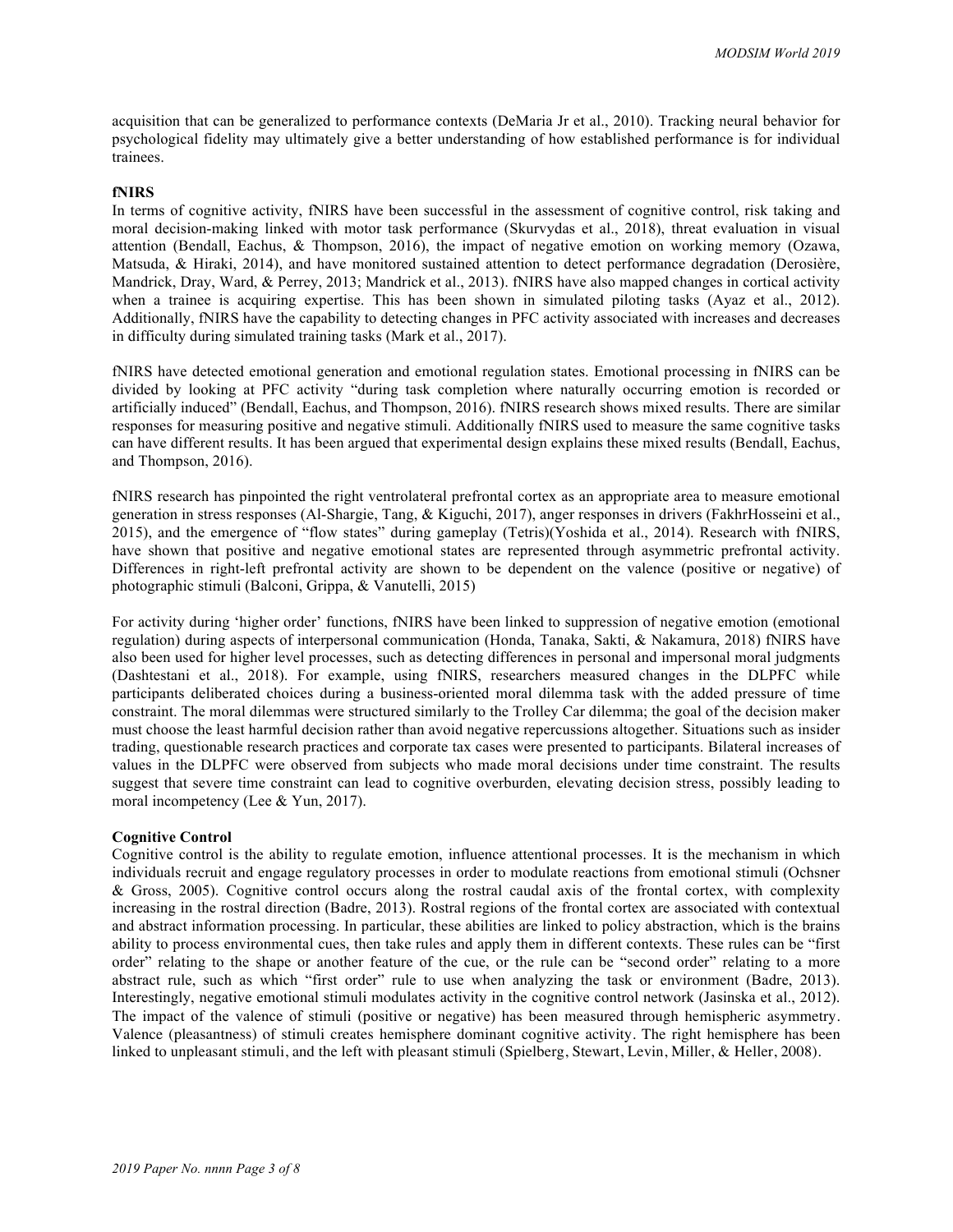acquisition that can be generalized to performance contexts (DeMaria Jr et al., 2010). Tracking neural behavior for psychological fidelity may ultimately give a better understanding of how established performance is for individual trainees.

**fNIRS**

In terms of cognitive activity, fNIRS have been successful in the assessment of cognitive control, risk taking and moral decision-making linked with motor task performance (Skurvydas et al., 2018), threat evaluation in visual attention (Bendall, Eachus, & Thompson, 2016), the impact of negative emotion on working memory (Ozawa, Matsuda, & Hiraki, 2014), and have monitored sustained attention to detect performance degradation (Derosière, Mandrick, Dray, Ward, & Perrey, 2013; Mandrick et al., 2013). fNIRS have also mapped changes in cortical activity when a trainee is acquiring expertise. This has been shown in simulated piloting tasks (Ayaz et al., 2012). Additionally, fNIRS have the capability to detecting changes in PFC activity associated with increases and decreases in difficulty during simulated training tasks (Mark et al., 2017).

fNIRS have detected emotional generation and emotional regulation states. Emotional processing in fNIRS can be divided by looking at PFC activity "during task completion where naturally occurring emotion is recorded or artificially induced" (Bendall, Eachus, and Thompson, 2016). fNIRS research shows mixed results. There are similar responses for measuring positive and negative stimuli. Additionally fNIRS used to measure the same cognitive tasks can have different results. It has been argued that experimental design explains these mixed results (Bendall, Eachus, and Thompson, 2016).

fNIRS research has pinpointed the right ventrolateral prefrontal cortex as an appropriate area to measure emotional generation in stress responses (Al-Shargie, Tang, & Kiguchi, 2017), anger responses in drivers (FakhrHosseini et al., 2015), and the emergence of "flow states" during gameplay (Tetris)(Yoshida et al., 2014). Research with fNIRS, have shown that positive and negative emotional states are represented through asymmetric prefrontal activity. Differences in right-left prefrontal activity are shown to be dependent on the valence (positive or negative) of photographic stimuli (Balconi, Grippa, & Vanutelli, 2015)

For activity during 'higher order' functions, fNIRS have been linked to suppression of negative emotion (emotional regulation) during aspects of interpersonal communication (Honda, Tanaka, Sakti, & Nakamura, 2018) fNIRS have also been used for higher level processes, such as detecting differences in personal and impersonal moral judgments (Dashtestani et al., 2018). For example, using fNIRS, researchers measured changes in the DLPFC while participants deliberated choices during a business-oriented moral dilemma task with the added pressure of time constraint. The moral dilemmas were structured similarly to the Trolley Car dilemma; the goal of the decision maker must choose the least harmful decision rather than avoid negative repercussions altogether. Situations such as insider trading, questionable research practices and corporate tax cases were presented to participants. Bilateral increases of values in the DLPFC were observed from subjects who made moral decisions under time constraint. The results suggest that severe time constraint can lead to cognitive overburden, elevating decision stress, possibly leading to moral incompetency (Lee & Yun, 2017).

**Cognitive Control**

Cognitive control is the ability to regulate emotion, influence attentional processes. It is the mechanism in which individuals recruit and engage regulatory processes in order to modulate reactions from emotional stimuli (Ochsner & Gross, 2005). Cognitive control occurs along the rostral caudal axis of the frontal cortex, with complexity increasing in the rostral direction (Badre, 2013). Rostral regions of the frontal cortex are associated with contextual and abstract information processing. In particular, these abilities are linked to policy abstraction, which is the brains ability to process environmental cues, then take rules and apply them in different contexts. These rules can be "first order" relating to the shape or another feature of the cue, or the rule can be "second order" relating to a more abstract rule, such as which "first order" rule to use when analyzing the task or environment (Badre, 2013). Interestingly, negative emotional stimuli modulates activity in the cognitive control network (Jasinska et al., 2012). The impact of the valence of stimuli (positive or negative) has been measured through hemispheric asymmetry. Valence (pleasantness) of stimuli creates hemisphere dominant cognitive activity. The right hemisphere has been linked to unpleasant stimuli, and the left with pleasant stimuli (Spielberg, Stewart, Levin, Miller, & Heller, 2008).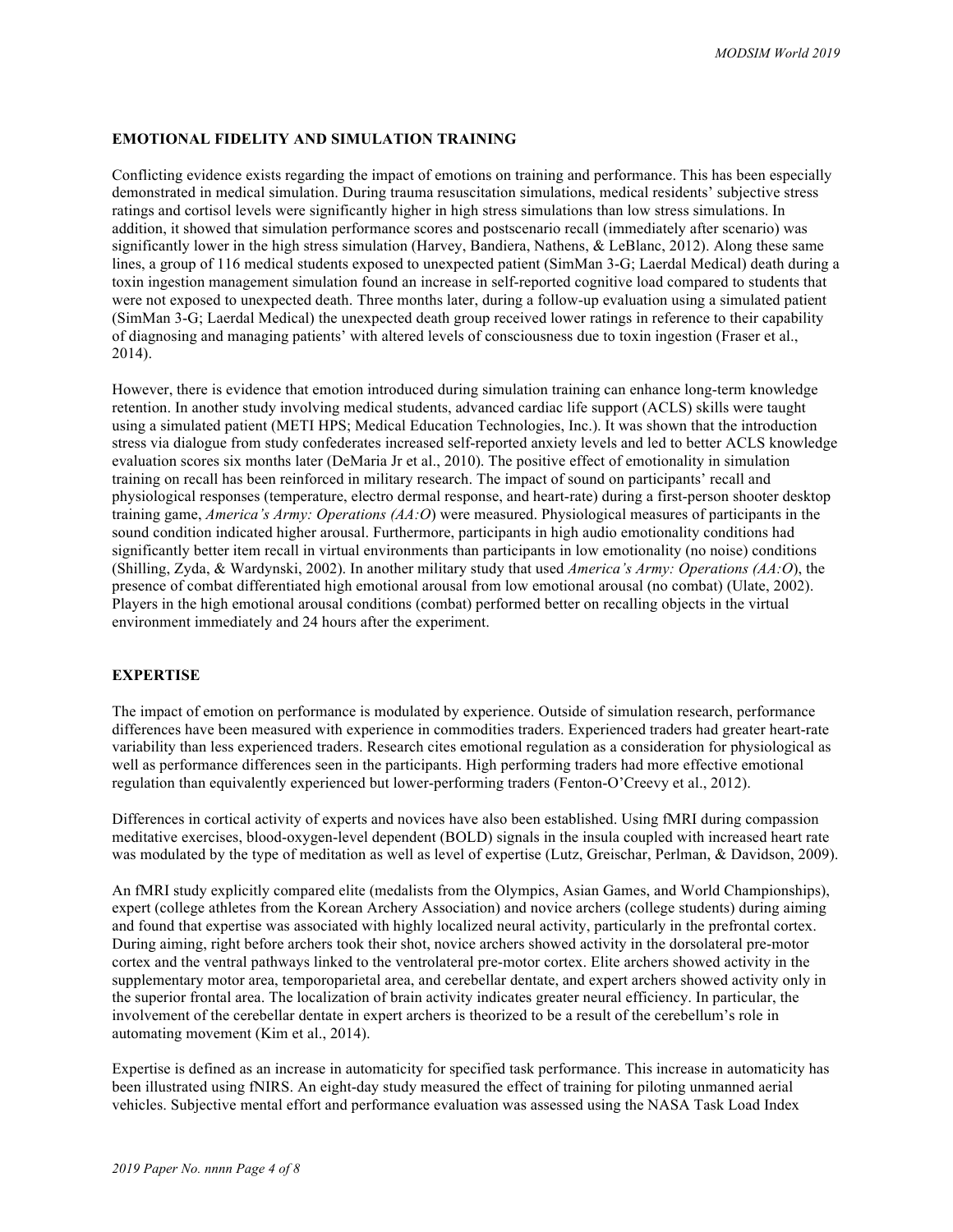## EMOTIONAL FIDELITY AND SIMULATION TRAINING

Conflicting evidence exists regarding the impact of emotions on training and performance. This has been especially demonstrated in medical simulation. During trauma resuscitation simulations, medical residents' subjective stress ratings and cortisol levels were significantly higher in high stress simulations than low stress simulations. In addition, it showed that simulation performance scores and postscenario recall (immediately after scenario) was significantly lower in the high stress simulation (Harvey, Bandiera, Nathens, & LeBlanc, 2012). Along these same lines, a group of 116 medical students exposed to unexpected patient (SimMan 3-G; Laerdal Medical) death during a toxin ingestion management simulation found an increase in self-reported cognitive load compared to students that were not exposed to unexpected death. Three months later, during a follow-up evaluation using a simulated patient (SimMan 3-G; Laerdal Medical) the unexpected death group received lower ratings in reference to their capability of diagnosing and managing patients' with altered levels of consciousness due to toxin ingestion (Fraser et al., 2014).

However, there is evidence that emotion introduced during simulation training can enhance long-term knowledge retention. In another study involving medical students, advanced cardiac life support (ACLS) skills were taught using a simulated patient (METI HPS; Medical Education Technologies, Inc.). It was shown that the introduction stress via dialogue from study confederates increased self-reported anxiety levels and led to better ACLS knowledge evaluation scores six months later (DeMaria Jr et al., 2010). The positive effect of emotionality in simulation training on recall has been reinforced in military research. The impact of sound on participants' recall and physiological responses (temperature, electro dermal response, and heart-rate) during a first-person shooter desktop training game, *America's Army: Operations (AA:O)* were measured. Physiological measures of participants in the sound condition indicated higher arousal. Furthermore, participants in high audio emotionality conditions had significantly better item recall in virtual environments than participants in low emotionality (no noise) conditions (Shilling, Zyda, & Wardynski, 2002). In another military study that used *America's Army: Operations (AA:O)*, the presence of combat differentiated high emotional arousal from low emotional arousal (no combat) (Ulate, 2002). Players in the high emotional arousal conditions (combat) performed better on recalling objects in the virtual environment immediately and 24 hours after the experiment.

## EXPERTISE

The impact of emotion on performance is modulated by experience. Outside of simulation research, performance differences have been measured with experience in commodities traders. Experienced traders had greater heart-rate variability than less experienced traders. Research cites emotional regulation as a consideration for physiological as well as performance differences seen in the participants. High performing traders had more effective emotional regulation than equivalently experienced but lower-performing traders (Fenton-O'Creevy et al., 2012).

Differences in cortical activity of experts and novices have also been established. Using fMRI during compassion meditative exercises, blood-oxygen-level dependent (BOLD) signals in the insula coupled with increased heart rate was modulated by the type of meditation as well as level of expertise (Lutz, Greischar, Perlman, & Davidson, 2009).

An fMRI study explicitly compared elite (medalists from the Olympics, Asian Games, and World Championships), expert (college athletes from the Korean Archery Association) and novice archers (college students) during aiming and found that expertise was associated with highly localized neural activity, particularly in the prefrontal cortex. During aiming, right before archers took their shot, novice archers showed activity in the dorsolateral pre-motor cortex and the ventral pathways linked to the ventrolateral pre-motor cortex. Elite archers showed activity in the supplementary motor area, temporoparietal area, and cerebellar dentate, and expert archers showed activity only in the superior frontal area. The localization of brain activity indicates greater neural efficiency. In particular, the involvement of the cerebellar dentate in expert archers is theorized to be a result of the cerebellum's role in automating movement (Kim et al., 2014).

Expertise is defined as an increase in automaticity for specified task performance. This increase in automaticity has been illustrated using fNIRS. An eight-day study measured the effect of training for piloting unmanned aerial vehicles. Subjective mental effort and performance evaluation was assessed using the NASA Task Load Index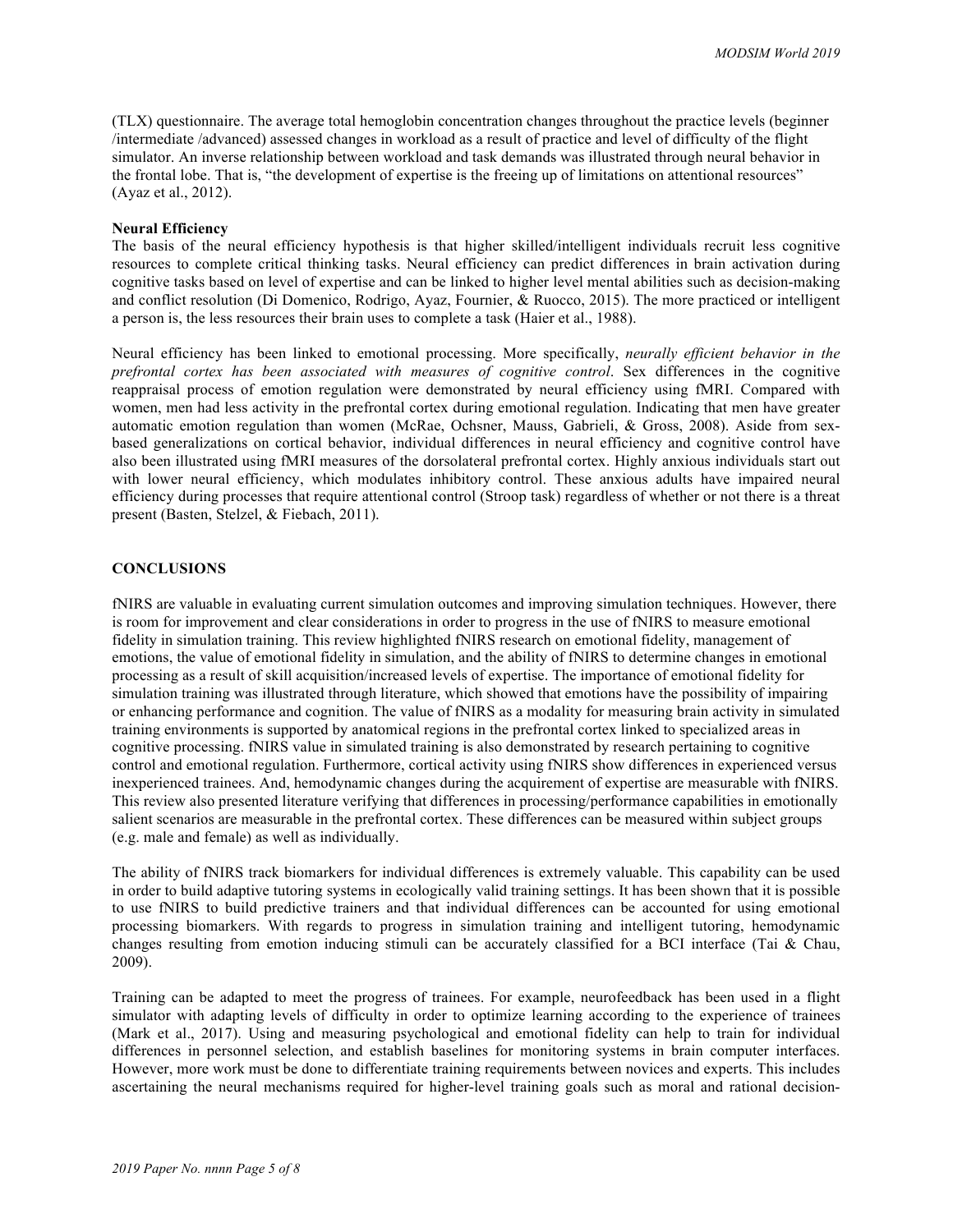(TLX) questionnaire. The average total hemoglobin concentration changes throughout the practice levels (beginner /intermediate /advanced) assessed changes in workload as a result of practice and level of difficulty of the flight simulator. An inverse relationship between workload and task demands was illustrated through neural behavior in the frontal lobe. That is, "the development of expertise is the freeing up of limitations on attentional resources" (Ayaz et al., 2012).

**Neural Efficiency**

The basis of the neural efficiency hypothesis is that higher skilled/intelligent individuals recruit less cognitive resources to complete critical thinking tasks. Neural efficiency can predict differences in brain activation during cognitive tasks based on level of expertise and can be linked to higher level mental abilities such as decision-making and conflict resolution (Di Domenico, Rodrigo, Ayaz, Fournier, & Ruocco, 2015). The more practiced or intelligent a person is, the less resources their brain uses to complete a task (Haier et al., 1988).

Neural efficiency has been linked to emotional processing. More specifically, *neurally efficient behavior in the prefrontal cortex has been associated with measures of cognitive control*. Sex differences in the cognitive reappraisal process of emotion regulation were demonstrated by neural efficiency using fMRI. Compared with women, men had less activity in the prefrontal cortex during emotional regulation. Indicating that men have greater automatic emotion regulation than women (McRae, Ochsner, Mauss, Gabrieli, & Gross, 2008). Aside from sex-based generalizations on cortical behavior, individual differences in neural efficiency and cognitive control have also been illustrated using fMRI measures of the dorsolateral prefrontal cortex. Highly anxious individuals start out with lower neural efficiency, which modulates inhibitory control. These anxious adults have impaired neural efficiency during processes that require attentional control (Stroop task) regardless of whether or not there is a threat present (Basten, Stelzel, & Fiebach, 2011).

## CONCLUSIONS

fNIRS are valuable in evaluating current simulation outcomes and improving simulation techniques. However, there is room for improvement and clear considerations in order to progress in the use of fNIRS to measure emotional fidelity in simulation training. This review highlighted fNIRS research on emotional fidelity, management of emotions, the value of emotional fidelity in simulation, and the ability of fNIRS to determine changes in emotional processing as a result of skill acquisition/increased levels of expertise. The importance of emotional fidelity for simulation training was illustrated through literature, which showed that emotions have the possibility of impairing or enhancing performance and cognition. The value of fNIRS as a modality for measuring brain activity in simulated training environments is supported by anatomical regions in the prefrontal cortex linked to specialized areas in cognitive processing. fNIRS value in simulated training is also demonstrated by research pertaining to cognitive control and emotional regulation. Furthermore, cortical activity using fNIRS show differences in experienced versus inexperienced trainees. And, hemodynamic changes during the acquirement of expertise are measurable with fNIRS. This review also presented literature verifying that differences in processing/performance capabilities in emotionally salient scenarios are measurable in the prefrontal cortex. These differences can be measured within subject groups (e.g. male and female) as well as individually.

The ability of fNIRS track biomarkers for individual differences is extremely valuable. This capability can be used in order to build adaptive tutoring systems in ecologically valid training settings. It has been shown that it is possible to use fNIRS to build predictive trainers and that individual differences can be accounted for using emotional processing biomarkers. With regards to progress in simulation training and intelligent tutoring, hemodynamic changes resulting from emotion inducing stimuli can be accurately classified for a BCI interface (Tai & Chau, 2009).

Training can be adapted to meet the progress of trainees. For example, neurofeedback has been used in a flight simulator with adapting levels of difficulty in order to optimize learning according to the experience of trainees (Mark et al., 2017). Using and measuring psychological and emotional fidelity can help to train for individual differences in personnel selection, and establish baselines for monitoring systems in brain computer interfaces. However, more work must be done to differentiate training requirements between novices and experts. This includes ascertaining the neural mechanisms required for higher-level training goals such as moral and rational decision-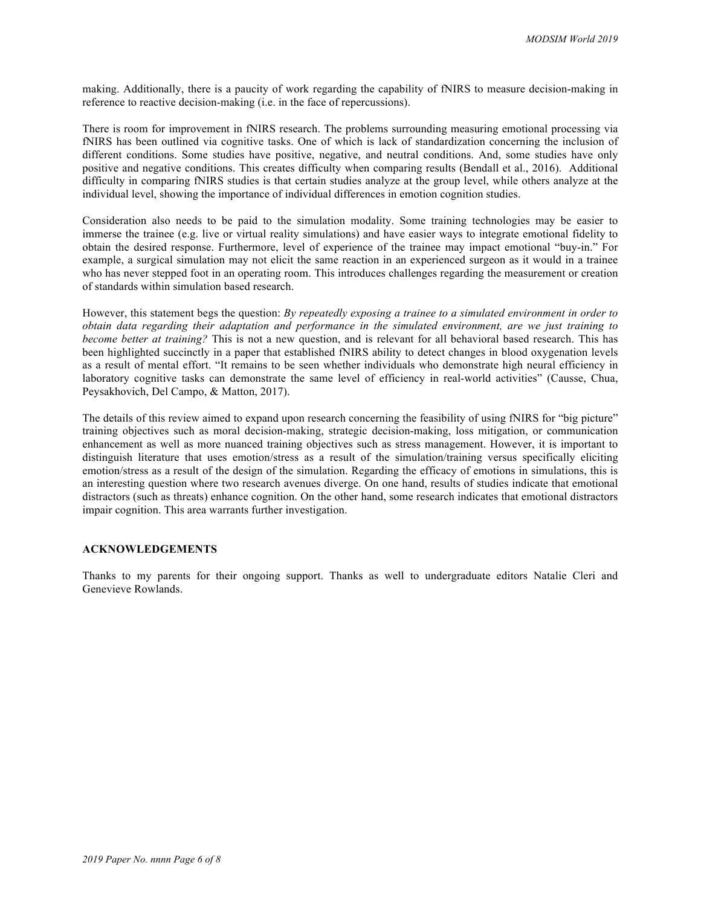making. Additionally, there is a paucity of work regarding the capability of fNIRS to measure decision-making in reference to reactive decision-making (i.e. in the face of repercussions).

There is room for improvement in fNIRS research. The problems surrounding measuring emotional processing via fNIRS has been outlined via cognitive tasks. One of which is lack of standardization concerning the inclusion of different conditions. Some studies have positive, negative, and neutral conditions. And, some studies have only positive and negative conditions. This creates difficulty when comparing results (Bendall et al., 2016). Additional difficulty in comparing fNIRS studies is that certain studies analyze at the group level, while others analyze at the individual level, showing the importance of individual differences in emotion cognition studies.

Consideration also needs to be paid to the simulation modality. Some training technologies may be easier to immerse the trainee (e.g. live or virtual reality simulations) and have easier ways to integrate emotional fidelity to obtain the desired response. Furthermore, level of experience of the trainee may impact emotional "buy-in." For example, a surgical simulation may not elicit the same reaction in an experienced surgeon as it would in a trainee who has never stepped foot in an operating room. This introduces challenges regarding the measurement or creation of standards within simulation based research.

However, this statement begs the question: *By repeatedly exposing a trainee to a simulated environment in order to obtain data regarding their adaptation and performance in the simulated environment, are we just training to become better at training?* This is not a new question, and is relevant for all behavioral based research. This has been highlighted succinctly in a paper that established fNIRS ability to detect changes in blood oxygenation levels as a result of mental effort. "It remains to be seen whether individuals who demonstrate high neural efficiency in laboratory cognitive tasks can demonstrate the same level of efficiency in real-world activities" (Causse, Chua, Peysakhovich, Del Campo, & Matton, 2017).

The details of this review aimed to expand upon research concerning the feasibility of using fNIRS for "big picture" training objectives such as moral decision-making, strategic decision-making, loss mitigation, or communication enhancement as well as more nuanced training objectives such as stress management. However, it is important to distinguish literature that uses emotion/stress as a result of the simulation/training versus specifically eliciting emotion/stress as a result of the design of the simulation. Regarding the efficacy of emotions in simulations, this is an interesting question where two research avenues diverge. On one hand, results of studies indicate that emotional distractors (such as threats) enhance cognition. On the other hand, some research indicates that emotional distractors impair cognition. This area warrants further investigation.

## ACKNOWLEDGEMENTS

Thanks to my parents for their ongoing support. Thanks as well to undergraduate editors Natalie Cleri and Genevieve Rowlands.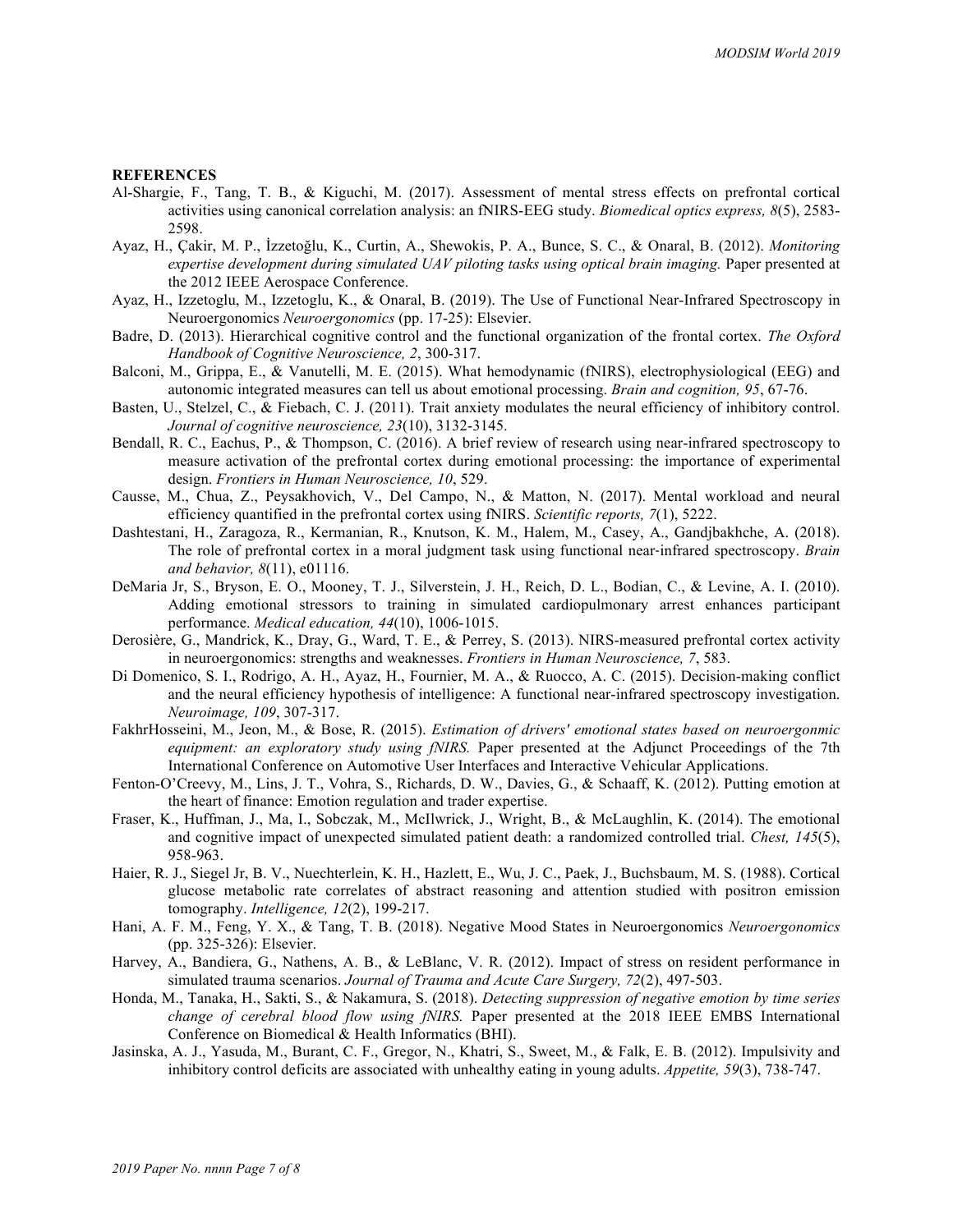**REFERENCES**

Al-Shargie, F., Tang, T. B., & Kiguchi, M. (2017). Assessment of mental stress effects on prefrontal cortical activities using canonical correlation analysis: an fNIRS-EEG study. *Biomedical optics express, 8*(5), 2583-2598.

Ayaz, H., Çakir, M. P., İzzetoğlu, K., Curtin, A., Shewokis, P. A., Bunce, S. C., & Onaral, B. (2012). *Monitoring expertise development during simulated UAV piloting tasks using optical brain imaging.* Paper presented at the 2012 IEEE Aerospace Conference.

Ayaz, H., Izzetoglu, M., Izzetoglu, K., & Onaral, B. (2019). The Use of Functional Near-Infrared Spectroscopy in Neuroergonomics *Neuroergonomics* (pp. 17-25): Elsevier.

Badre, D. (2013). Hierarchical cognitive control and the functional organization of the frontal cortex. *The Oxford Handbook of Cognitive Neuroscience, 2*, 300-317.

Balconi, M., Grippa, E., & Vanutelli, M. E. (2015). What hemodynamic (fNIRS), electrophysiological (EEG) and autonomic integrated measures can tell us about emotional processing. *Brain and cognition, 95*, 67-76.

Basten, U., Stelzel, C., & Fiebach, C. J. (2011). Trait anxiety modulates the neural efficiency of inhibitory control. *Journal of cognitive neuroscience, 23*(10), 3132-3145.

Bendall, R. C., Eachus, P., & Thompson, C. (2016). A brief review of research using near-infrared spectroscopy to measure activation of the prefrontal cortex during emotional processing: the importance of experimental design. *Frontiers in Human Neuroscience, 10*, 529.

Causse, M., Chua, Z., Peysakhovich, V., Del Campo, N., & Matton, N. (2017). Mental workload and neural efficiency quantified in the prefrontal cortex using fNIRS. *Scientific reports, 7*(1), 5222.

Dashtestani, H., Zaragoza, R., Kermanian, R., Knutson, K. M., Halem, M., Casey, A., Gandjbakhche, A. (2018). The role of prefrontal cortex in a moral judgment task using functional near‐infrared spectroscopy. *Brain and behavior, 8*(11), e01116.

DeMaria Jr, S., Bryson, E. O., Mooney, T. J., Silverstein, J. H., Reich, D. L., Bodian, C., & Levine, A. I. (2010). Adding emotional stressors to training in simulated cardiopulmonary arrest enhances participant performance. *Medical education, 44*(10), 1006-1015.

Derosière, G., Mandrick, K., Dray, G., Ward, T. E., & Perrey, S. (2013). NIRS-measured prefrontal cortex activity in neuroergonomics: strengths and weaknesses. *Frontiers in Human Neuroscience, 7*, 583.

Di Domenico, S. I., Rodrigo, A. H., Ayaz, H., Fournier, M. A., & Ruocco, A. C. (2015). Decision-making conflict and the neural efficiency hypothesis of intelligence: A functional near-infrared spectroscopy investigation. *Neuroimage, 109*, 307-317.

FakhrHosseini, M., Jeon, M., & Bose, R. (2015). *Estimation of drivers' emotional states based on neuroergonmic equipment: an exploratory study using fNIRS.* Paper presented at the Adjunct Proceedings of the 7th International Conference on Automotive User Interfaces and Interactive Vehicular Applications.

Fenton-O'Creevy, M., Lins, J. T., Vohra, S., Richards, D. W., Davies, G., & Schaaff, K. (2012). Putting emotion at the heart of finance: Emotion regulation and trader expertise.

Fraser, K., Huffman, J., Ma, I., Sobczak, M., McIlwrick, J., Wright, B., & McLaughlin, K. (2014). The emotional and cognitive impact of unexpected simulated patient death: a randomized controlled trial. *Chest, 145*(5), 958-963.

Haier, R. J., Siegel Jr, B. V., Nuechterlein, K. H., Hazlett, E., Wu, J. C., Paek, J., Buchsbaum, M. S. (1988). Cortical glucose metabolic rate correlates of abstract reasoning and attention studied with positron emission tomography. *Intelligence, 12*(2), 199-217.

Hani, A. F. M., Feng, Y. X., & Tang, T. B. (2018). Negative Mood States in Neuroergonomics *Neuroergonomics* (pp. 325-326): Elsevier.

Harvey, A., Bandiera, G., Nathens, A. B., & LeBlanc, V. R. (2012). Impact of stress on resident performance in simulated trauma scenarios. *Journal of Trauma and Acute Care Surgery, 72*(2), 497-503.

Honda, M., Tanaka, H., Sakti, S., & Nakamura, S. (2018). *Detecting suppression of negative emotion by time series change of cerebral blood flow using fNIRS.* Paper presented at the 2018 IEEE EMBS International Conference on Biomedical & Health Informatics (BHI).

Jasinska, A. J., Yasuda, M., Burant, C. F., Gregor, N., Khatri, S., Sweet, M., & Falk, E. B. (2012). Impulsivity and inhibitory control deficits are associated with unhealthy eating in young adults. *Appetite, 59*(3), 738-747.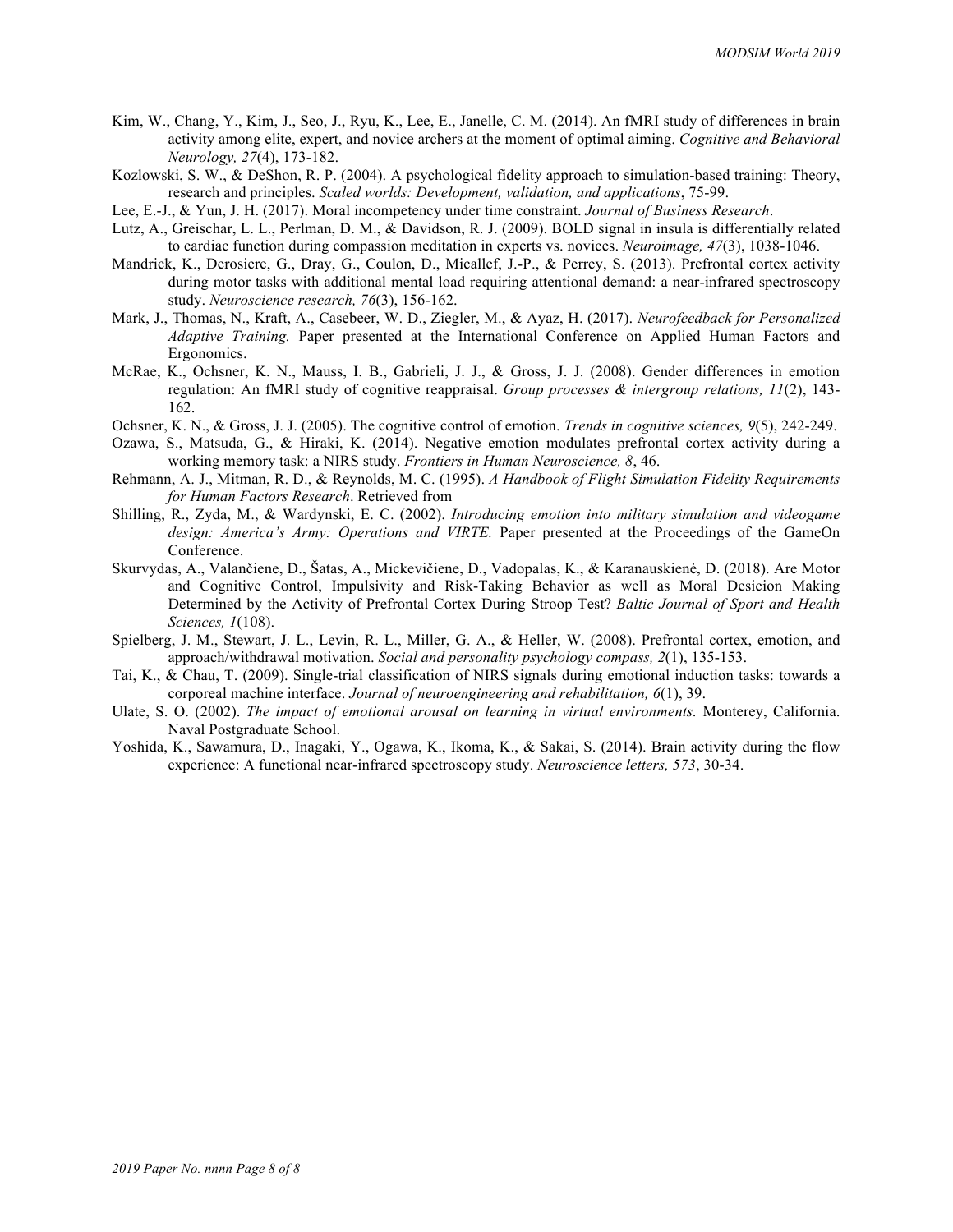Kim, W., Chang, Y., Kim, J., Seo, J., Ryu, K., Lee, E., Janelle, C. M. (2014). An fMRI study of differences in brain activity among elite, expert, and novice archers at the moment of optimal aiming. *Cognitive and Behavioral Neurology, 27*(4), 173-182.

Kozlowski, S. W., & DeShon, R. P. (2004). A psychological fidelity approach to simulation-based training: Theory, research and principles. *Scaled worlds: Development, validation, and applications*, 75-99.

Lee, E.-J., & Yun, J. H. (2017). Moral incompetency under time constraint. *Journal of Business Research*.

Lutz, A., Greischar, L. L., Perlman, D. M., & Davidson, R. J. (2009). BOLD signal in insula is differentially related to cardiac function during compassion meditation in experts vs. novices. *Neuroimage, 47*(3), 1038-1046.

Mandrick, K., Derosiere, G., Dray, G., Coulon, D., Micallef, J.-P., & Perrey, S. (2013). Prefrontal cortex activity during motor tasks with additional mental load requiring attentional demand: a near-infrared spectroscopy study. *Neuroscience research, 76*(3), 156-162.

Mark, J., Thomas, N., Kraft, A., Casebeer, W. D., Ziegler, M., & Ayaz, H. (2017). *Neurofeedback for Personalized Adaptive Training.* Paper presented at the International Conference on Applied Human Factors and Ergonomics.

McRae, K., Ochsner, K. N., Mauss, I. B., Gabrieli, J. J., & Gross, J. J. (2008). Gender differences in emotion regulation: An fMRI study of cognitive reappraisal. *Group processes & intergroup relations, 11*(2), 143-162.

Ochsner, K. N., & Gross, J. J. (2005). The cognitive control of emotion. *Trends in cognitive sciences, 9*(5), 242-249.

Ozawa, S., Matsuda, G., & Hiraki, K. (2014). Negative emotion modulates prefrontal cortex activity during a working memory task: a NIRS study. *Frontiers in Human Neuroscience, 8*, 46.

Rehmann, A. J., Mitman, R. D., & Reynolds, M. C. (1995). *A Handbook of Flight Simulation Fidelity Requirements for Human Factors Research*. Retrieved from

Shilling, R., Zyda, M., & Wardynski, E. C. (2002). *Introducing emotion into military simulation and videogame design: America's Army: Operations and VIRTE.* Paper presented at the Proceedings of the GameOn Conference.

Skurvydas, A., Valančiene, D., Šatas, A., Mickevičiene, D., Vadopalas, K., & Karanauskienė, D. (2018). Are Motor and Cognitive Control, Impulsivity and Risk-Taking Behavior as well as Moral Desicion Making Determined by the Activity of Prefrontal Cortex During Stroop Test? *Baltic Journal of Sport and Health Sciences, 1*(108).

Spielberg, J. M., Stewart, J. L., Levin, R. L., Miller, G. A., & Heller, W. (2008). Prefrontal cortex, emotion, and approach/withdrawal motivation. *Social and personality psychology compass, 2*(1), 135-153.

Tai, K., & Chau, T. (2009). Single-trial classification of NIRS signals during emotional induction tasks: towards a corporeal machine interface. *Journal of neuroengineering and rehabilitation, 6*(1), 39.

Ulate, S. O. (2002). *The impact of emotional arousal on learning in virtual environments.* Monterey, California. Naval Postgraduate School.

Yoshida, K., Sawamura, D., Inagaki, Y., Ogawa, K., Ikoma, K., & Sakai, S. (2014). Brain activity during the flow experience: A functional near-infrared spectroscopy study. *Neuroscience letters, 573*, 30-34.